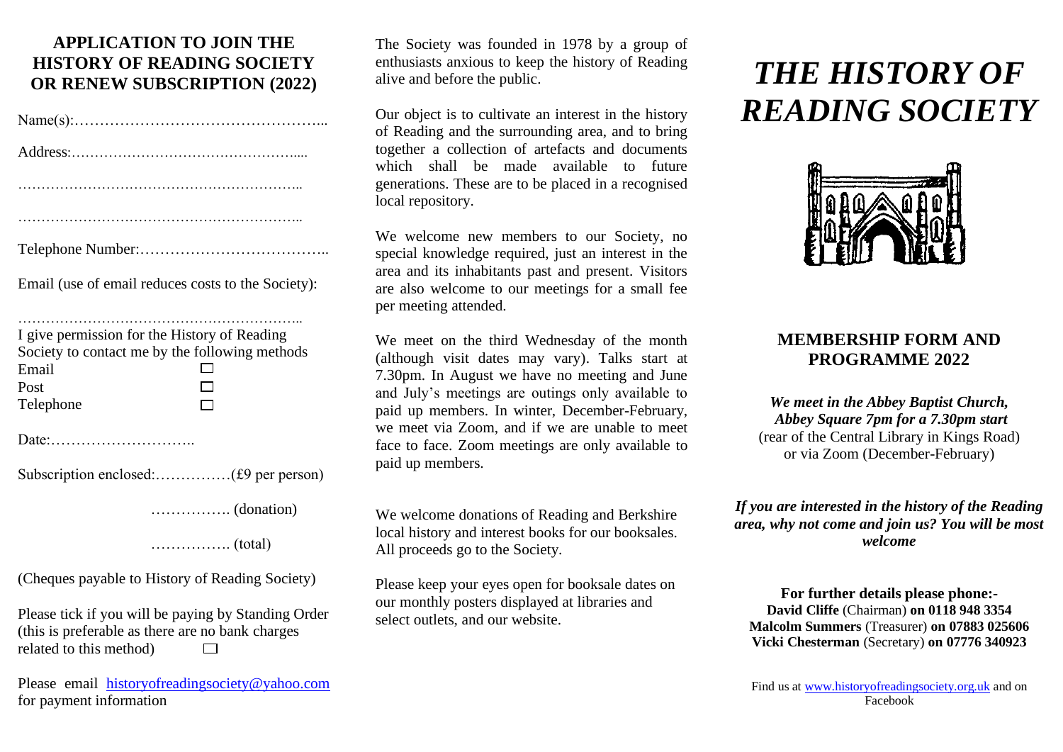## APPLICATION TO JOIN THE HISTORY OF READING SOCIETY OR RENEW SUBSCRIPTION (2022)

Name(s):…………………………………………...

Address:…………………………………………....

…………………………………………………..

…………………………………………………..

Telephone Number:………………………………..

Email (use of email reduces costs to the Society):

…………………………………………………..

I give permission for the History of Reading Society to contact me by the following methods

Email ☐
Post ☐
Telephone ☐

Date:………………………..

Subscription enclosed:……………(£9 per person)

……………. (donation)

……………. (total)

(Cheques payable to History of Reading Society)

Please tick if you will be paying by Standing Order (this is preferable as there are no bank charges related to this method) ☐

Please email historyofreadingsociety@yahoo.com for payment information

The Society was founded in 1978 by a group of enthusiasts anxious to keep the history of Reading alive and before the public.

Our object is to cultivate an interest in the history of Reading and the surrounding area, and to bring together a collection of artefacts and documents which shall be made available to future generations. These are to be placed in a recognised local repository.

We welcome new members to our Society, no special knowledge required, just an interest in the area and its inhabitants past and present. Visitors are also welcome to our meetings for a small fee per meeting attended.

We meet on the third Wednesday of the month (although visit dates may vary). Talks start at 7.30pm. In August we have no meeting and June and July's meetings are outings only available to paid up members. In winter, December-February, we meet via Zoom, and if we are unable to meet face to face. Zoom meetings are only available to paid up members.

We welcome donations of Reading and Berkshire local history and interest books for our booksales. All proceeds go to the Society.

Please keep your eyes open for booksale dates on our monthly posters displayed at libraries and select outlets, and our website.

# *THE HISTORY OF READING SOCIETY*

## MEMBERSHIP FORM AND PROGRAMME 2022

***We meet in the Abbey Baptist Church, Abbey Square 7pm for a 7.30pm start***
(rear of the Central Library in Kings Road) or via Zoom (December-February)

***If you are interested in the history of the Reading area, why not come and join us? You will be most welcome***

**For further details please phone:-**
**David Cliffe** (Chairman) **on 0118 948 3354**
**Malcolm Summers** (Treasurer) **on 07883 025606**
**Vicki Chesterman** (Secretary) **on 07776 340923**

Find us at www.historyofreadingsociety.org.uk and on Facebook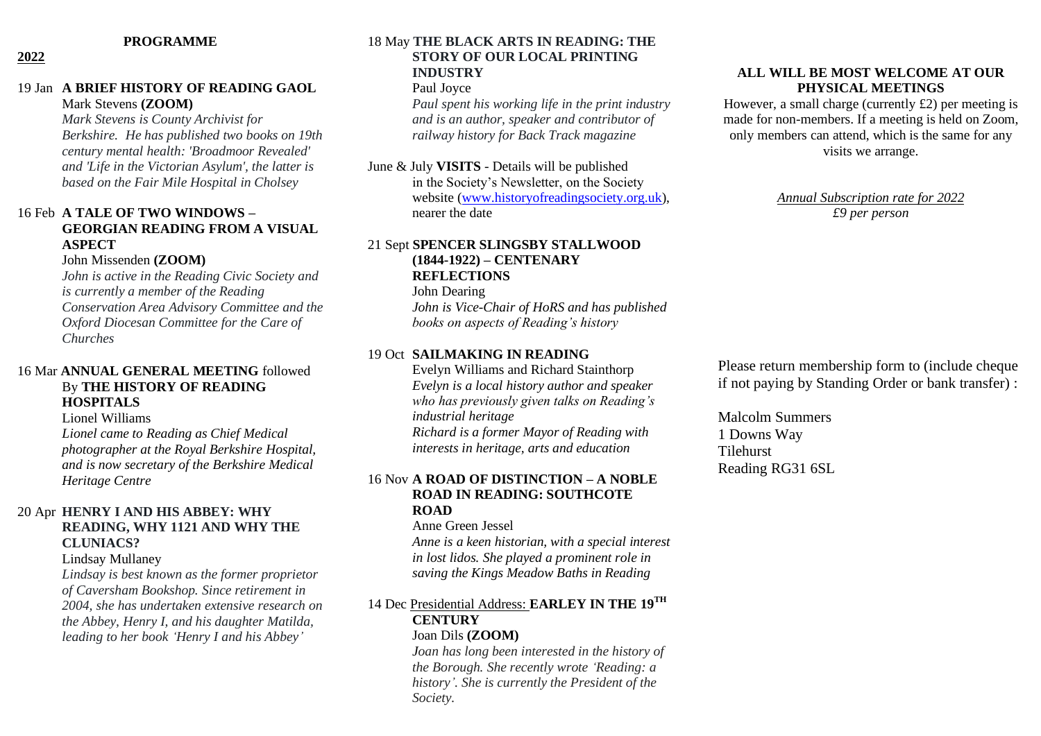**PROGRAMME**

**2022**

19 Jan **A BRIEF HISTORY OF READING GAOL**
Mark Stevens **(ZOOM)**
*Mark Stevens is County Archivist for Berkshire. He has published two books on 19th century mental health: 'Broadmoor Revealed' and 'Life in the Victorian Asylum', the latter is based on the Fair Mile Hospital in Cholsey*

16 Feb **A TALE OF TWO WINDOWS – GEORGIAN READING FROM A VISUAL ASPECT**
John Missenden **(ZOOM)**
*John is active in the Reading Civic Society and is currently a member of the Reading Conservation Area Advisory Committee and the Oxford Diocesan Committee for the Care of Churches*

16 Mar **ANNUAL GENERAL MEETING** followed By **THE HISTORY OF READING HOSPITALS**
Lionel Williams
*Lionel came to Reading as Chief Medical photographer at the Royal Berkshire Hospital, and is now secretary of the Berkshire Medical Heritage Centre*

20 Apr **HENRY I AND HIS ABBEY: WHY READING, WHY 1121 AND WHY THE CLUNIACS?**
Lindsay Mullaney
*Lindsay is best known as the former proprietor of Caversham Bookshop. Since retirement in 2004, she has undertaken extensive research on the Abbey, Henry I, and his daughter Matilda, leading to her book 'Henry I and his Abbey'*

18 May **THE BLACK ARTS IN READING: THE STORY OF OUR LOCAL PRINTING INDUSTRY**
Paul Joyce
*Paul spent his working life in the print industry and is an author, speaker and contributor of railway history for Back Track magazine*

June & July **VISITS** - Details will be published in the Society's Newsletter, on the Society website (www.historyofreadingsociety.org.uk), nearer the date

21 Sept **SPENCER SLINGSBY STALLWOOD (1844-1922) – CENTENARY REFLECTIONS**
John Dearing
*John is Vice-Chair of HoRS and has published books on aspects of Reading's history*

19 Oct **SAILMAKING IN READING**
Evelyn Williams and Richard Stainthorp
*Evelyn is a local history author and speaker who has previously given talks on Reading's industrial heritage*
*Richard is a former Mayor of Reading with interests in heritage, arts and education*

16 Nov **A ROAD OF DISTINCTION – A NOBLE ROAD IN READING: SOUTHCOTE ROAD**
Anne Green Jessel
*Anne is a keen historian, with a special interest in lost lidos. She played a prominent role in saving the Kings Meadow Baths in Reading*

14 Dec Presidential Address: **EARLEY IN THE 19TH CENTURY**
Joan Dils **(ZOOM)**
*Joan has long been interested in the history of the Borough. She recently wrote 'Reading: a history'. She is currently the President of the Society.*

**ALL WILL BE MOST WELCOME AT OUR PHYSICAL MEETINGS**

However, a small charge (currently £2) per meeting is made for non-members. If a meeting is held on Zoom, only members can attend, which is the same for any visits we arrange.

*Annual Subscription rate for 2022*
*£9 per person*

Please return membership form to (include cheque if not paying by Standing Order or bank transfer) :

Malcolm Summers
1 Downs Way
Tilehurst
Reading RG31 6SL